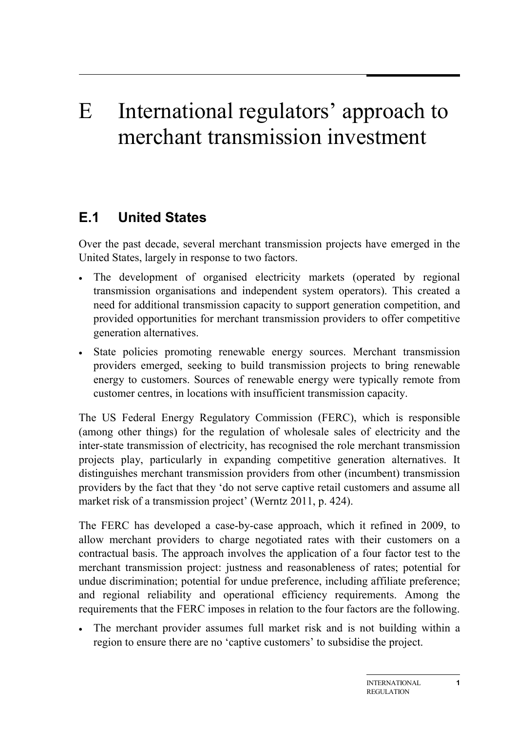# E International regulators' approach to merchant transmission investment

## E.1 United States

Over the past decade, several merchant transmission projects have emerged in the United States, largely in response to two factors.

- The development of organised electricity markets (operated by regional transmission organisations and independent system operators). This created a need for additional transmission capacity to support generation competition, and provided opportunities for merchant transmission providers to offer competitive generation alternatives.
- State policies promoting renewable energy sources. Merchant transmission providers emerged, seeking to build transmission projects to bring renewable energy to customers. Sources of renewable energy were typically remote from customer centres, in locations with insufficient transmission capacity.

The US Federal Energy Regulatory Commission (FERC), which is responsible (among other things) for the regulation of wholesale sales of electricity and the inter-state transmission of electricity, has recognised the role merchant transmission projects play, particularly in expanding competitive generation alternatives. It distinguishes merchant transmission providers from other (incumbent) transmission providers by the fact that they 'do not serve captive retail customers and assume all market risk of a transmission project' (Werntz 2011, p. 424).

The FERC has developed a case-by-case approach, which it refined in 2009, to allow merchant providers to charge negotiated rates with their customers on a contractual basis. The approach involves the application of a four factor test to the merchant transmission project: justness and reasonableness of rates; potential for undue discrimination; potential for undue preference, including affiliate preference; and regional reliability and operational efficiency requirements. Among the requirements that the FERC imposes in relation to the four factors are the following.

- The merchant provider assumes full market risk and is not building within a region to ensure there are no 'captive customers' to subsidise the project.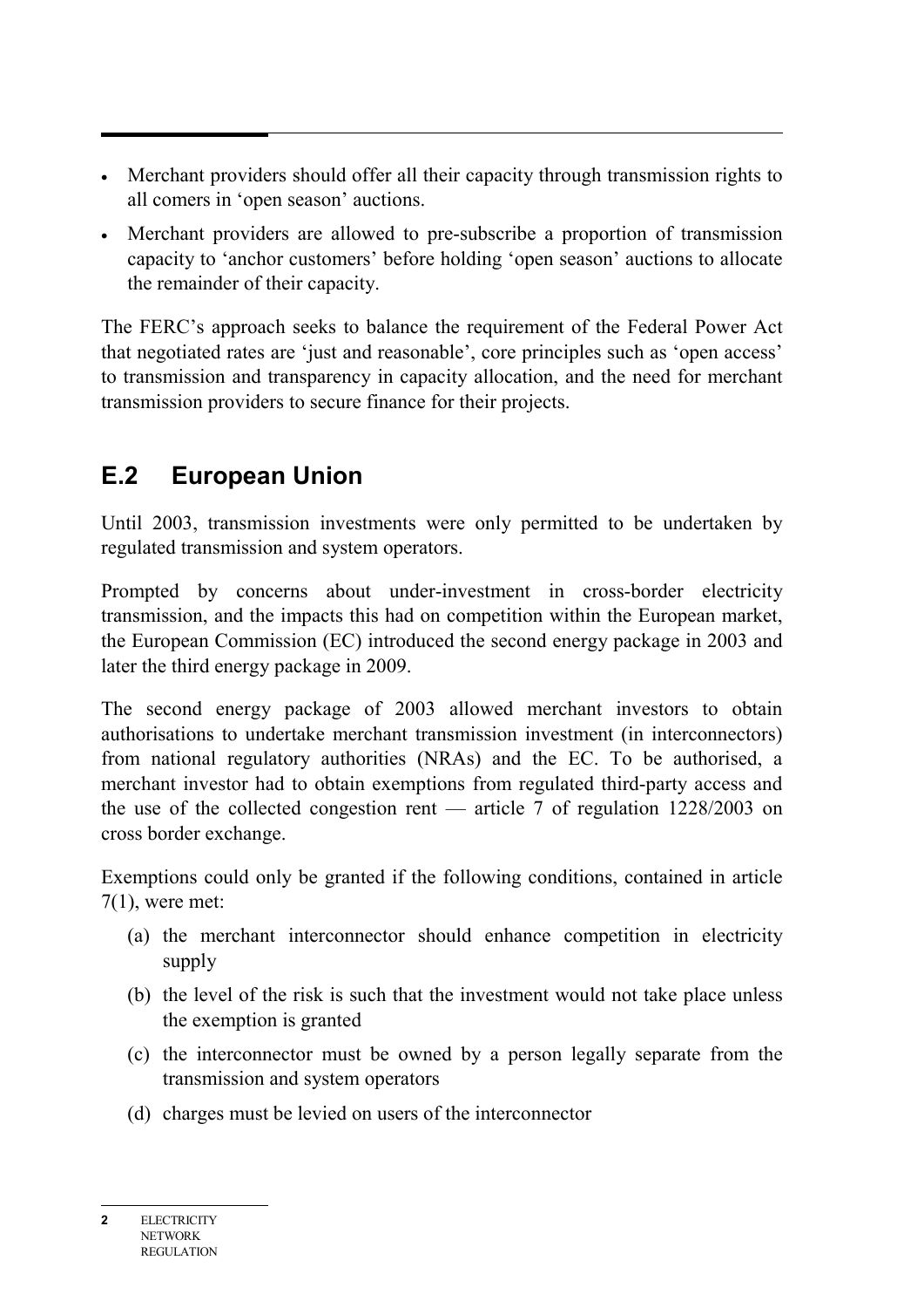- Merchant providers should offer all their capacity through transmission rights to all comers in 'open season' auctions.
- Merchant providers are allowed to pre-subscribe a proportion of transmission capacity to 'anchor customers' before holding 'open season' auctions to allocate the remainder of their capacity.

The FERC's approach seeks to balance the requirement of the Federal Power Act that negotiated rates are 'just and reasonable', core principles such as 'open access' to transmission and transparency in capacity allocation, and the need for merchant transmission providers to secure finance for their projects.

## E.2 European Union

Until 2003, transmission investments were only permitted to be undertaken by regulated transmission and system operators.

Prompted by concerns about under-investment in cross-border electricity transmission, and the impacts this had on competition within the European market, the European Commission (EC) introduced the second energy package in 2003 and later the third energy package in 2009.

The second energy package of 2003 allowed merchant investors to obtain authorisations to undertake merchant transmission investment (in interconnectors) from national regulatory authorities (NRAs) and the EC. To be authorised, a merchant investor had to obtain exemptions from regulated third-party access and the use of the collected congestion rent — article 7 of regulation 1228/2003 on cross border exchange.

Exemptions could only be granted if the following conditions, contained in article 7(1), were met:

(a) the merchant interconnector should enhance competition in electricity supply

(b) the level of the risk is such that the investment would not take place unless the exemption is granted

(c) the interconnector must be owned by a person legally separate from the transmission and system operators

(d) charges must be levied on users of the interconnector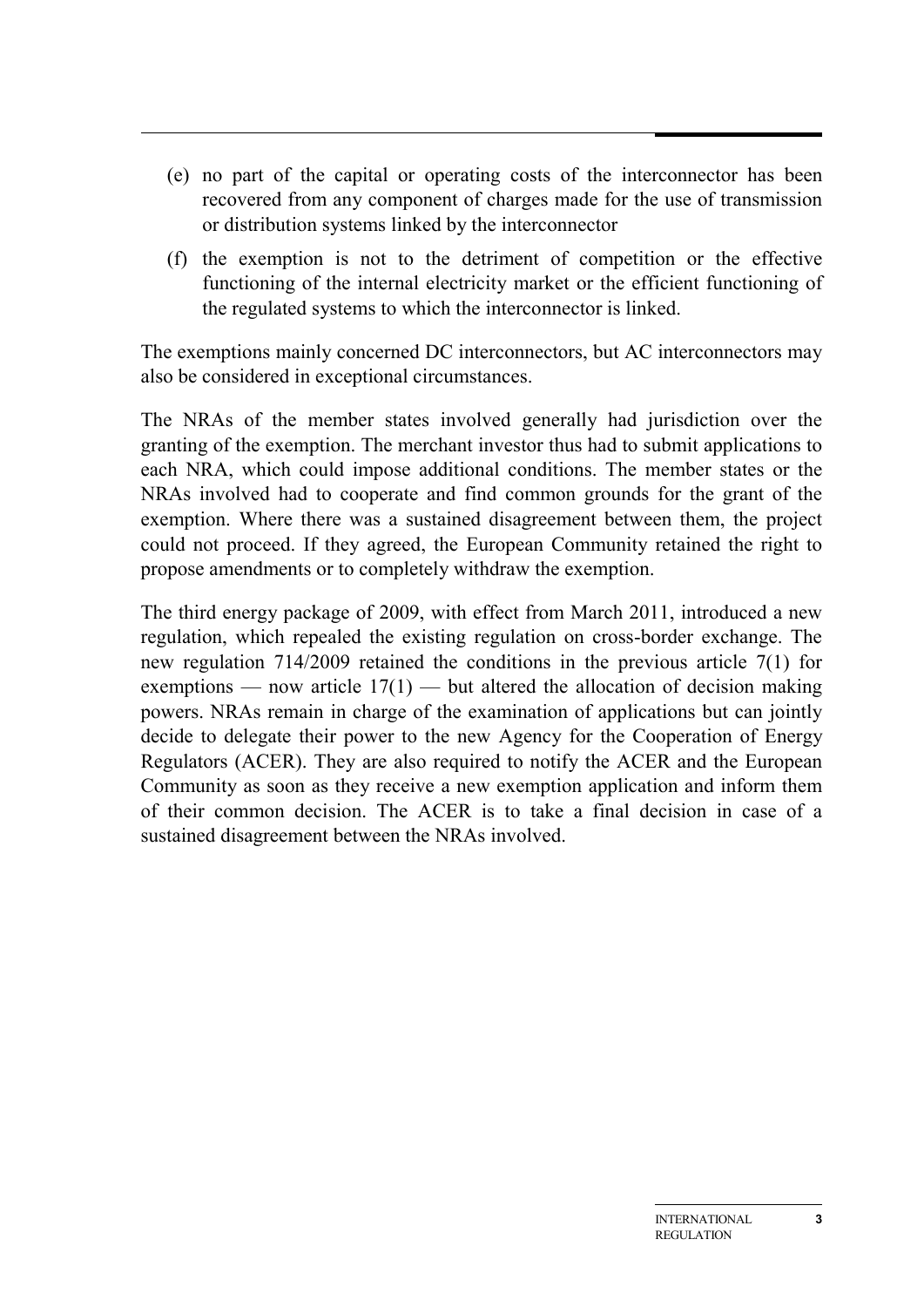(e) no part of the capital or operating costs of the interconnector has been recovered from any component of charges made for the use of transmission or distribution systems linked by the interconnector

(f) the exemption is not to the detriment of competition or the effective functioning of the internal electricity market or the efficient functioning of the regulated systems to which the interconnector is linked.

The exemptions mainly concerned DC interconnectors, but AC interconnectors may also be considered in exceptional circumstances.

The NRAs of the member states involved generally had jurisdiction over the granting of the exemption. The merchant investor thus had to submit applications to each NRA, which could impose additional conditions. The member states or the NRAs involved had to cooperate and find common grounds for the grant of the exemption. Where there was a sustained disagreement between them, the project could not proceed. If they agreed, the European Community retained the right to propose amendments or to completely withdraw the exemption.

The third energy package of 2009, with effect from March 2011, introduced a new regulation, which repealed the existing regulation on cross-border exchange. The new regulation 714/2009 retained the conditions in the previous article 7(1) for exemptions — now article 17(1) — but altered the allocation of decision making powers. NRAs remain in charge of the examination of applications but can jointly decide to delegate their power to the new Agency for the Cooperation of Energy Regulators (ACER). They are also required to notify the ACER and the European Community as soon as they receive a new exemption application and inform them of their common decision. The ACER is to take a final decision in case of a sustained disagreement between the NRAs involved.